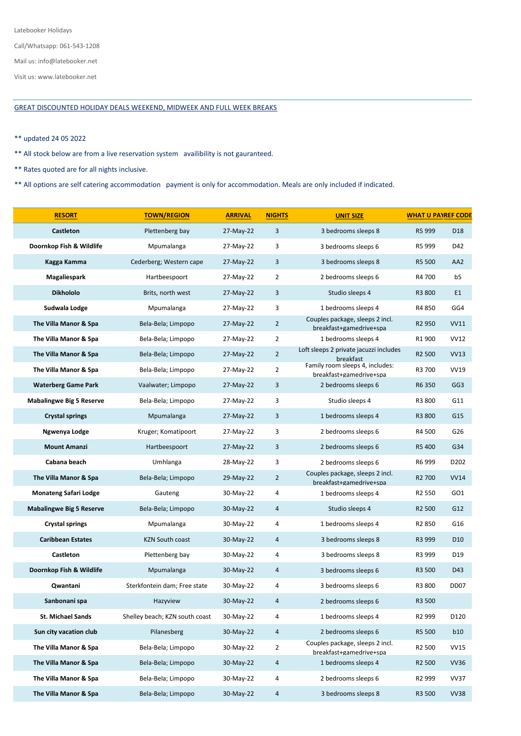Latebooker Holidays

Call/Whatsapp: 061-543-1208

Mail us: info@latebooker.net

Visit us: www.latebooker.net

GREAT DISCOUNTED HOLIDAY DEALS WEEKEND, MIDWEEK AND FULL WEEK BREAKS

** updated 24 05 2022

** All stock below are from a live reservation system   availibility is not gauranteed.

** Rates quoted are for all nights inclusive.

** All options are self catering accommodation   payment is only for accommodation. Meals are only included if indicated.

| RESORT | TOWN/REGION | ARRIVAL | NIGHTS | UNIT SIZE | WHAT U PAY | REF CODE |
|---|---|---|---|---|---|---|
| **Castleton** | Plettenberg bay | 27-May-22 | 3 | 3 bedrooms sleeps 8 | R5 999 | D18 |
| **Doornkop Fish & Wildlife** | Mpumalanga | 27-May-22 | 3 | 3 bedrooms sleeps 6 | R5 999 | D42 |
| **Kagga Kamma** | Cederberg; Western cape | 27-May-22 | 3 | 3 bedrooms sleeps 8 | R5 500 | AA2 |
| **Magaliespark** | Hartbeespoort | 27-May-22 | 2 | 2 bedrooms sleeps 6 | R4 700 | b5 |
| **Dikhololo** | Brits, north west | 27-May-22 | 3 | Studio sleeps 4 | R3 800 | E1 |
| **Sudwala Lodge** | Mpumalanga | 27-May-22 | 3 | 1 bedrooms sleeps 4 | R4 850 | GG4 |
| **The Villa Manor & Spa** | Bela-Bela; Limpopo | 27-May-22 | 2 | Couples package, sleeps 2 incl. breakfast+gamedrive+spa | R2 950 | VV11 |
| **The Villa Manor & Spa** | Bela-Bela; Limpopo | 27-May-22 | 2 | 1 bedrooms sleeps 4 | R1 900 | VV12 |
| **The Villa Manor & Spa** | Bela-Bela; Limpopo | 27-May-22 | 2 | Loft sleeps 2 private jacuzzi includes breakfast | R2 500 | VV13 |
| **The Villa Manor & Spa** | Bela-Bela; Limpopo | 27-May-22 | 2 | Family room sleeps 4, includes: breakfast+gamedrive+spa | R3 700 | VV19 |
| **Waterberg Game Park** | Vaalwater; Limpopo | 27-May-22 | 3 | 2 bedrooms sleeps 6 | R6 350 | GG3 |
| **Mabalingwe Big 5 Reserve** | Bela-Bela; Limpopo | 27-May-22 | 3 | Studio sleeps 4 | R3 800 | G11 |
| **Crystal springs** | Mpumalanga | 27-May-22 | 3 | 1 bedrooms sleeps 4 | R3 800 | G15 |
| **Ngwenya Lodge** | Kruger; Komatipoort | 27-May-22 | 3 | 2 bedrooms sleeps 6 | R4 500 | G26 |
| **Mount Amanzi** | Hartbeespoort | 27-May-22 | 3 | 2 bedrooms sleeps 6 | R5 400 | G34 |
| **Cabana beach** | Umhlanga | 28-May-22 | 3 | 2 bedrooms sleeps 6 | R6 999 | D202 |
| **The Villa Manor & Spa** | Bela-Bela; Limpopo | 29-May-22 | 2 | Couples package, sleeps 2 incl. breakfast+gamedrive+spa | R2 700 | VV14 |
| **Monateng Safari Lodge** | Gauteng | 30-May-22 | 4 | 1 bedrooms sleeps 4 | R2 550 | GO1 |
| **Mabalingwe Big 5 Reserve** | Bela-Bela; Limpopo | 30-May-22 | 4 | Studio sleeps 4 | R2 500 | G12 |
| **Crystal springs** | Mpumalanga | 30-May-22 | 4 | 1 bedrooms sleeps 4 | R2 850 | G16 |
| **Caribbean Estates** | KZN South coast | 30-May-22 | 4 | 3 bedrooms sleeps 8 | R3 999 | D10 |
| **Castleton** | Plettenberg bay | 30-May-22 | 4 | 3 bedrooms sleeps 8 | R3 999 | D19 |
| **Doornkop Fish & Wildlife** | Mpumalanga | 30-May-22 | 4 | 3 bedrooms sleeps 6 | R3 500 | D43 |
| **Qwantani** | Sterkfontein dam; Free state | 30-May-22 | 4 | 3 bedrooms sleeps 6 | R3 800 | DD07 |
| **Sanbonani spa** | Hazyview | 30-May-22 | 4 | 2 bedrooms sleeps 6 | R3 500 | |
| **St. Michael Sands** | Shelley beach; KZN south coast | 30-May-22 | 4 | 1 bedrooms sleeps 4 | R2 999 | D120 |
| **Sun city vacation club** | Pilanesberg | 30-May-22 | 4 | 2 bedrooms sleeps 6 | R5 500 | b10 |
| **The Villa Manor & Spa** | Bela-Bela; Limpopo | 30-May-22 | 2 | Couples package, sleeps 2 incl. breakfast+gamedrive+spa | R2 500 | VV15 |
| **The Villa Manor & Spa** | Bela-Bela; Limpopo | 30-May-22 | 4 | 1 bedrooms sleeps 4 | R2 500 | VV36 |
| **The Villa Manor & Spa** | Bela-Bela; Limpopo | 30-May-22 | 4 | 2 bedrooms sleeps 6 | R2 999 | VV37 |
| **The Villa Manor & Spa** | Bela-Bela; Limpopo | 30-May-22 | 4 | 3 bedrooms sleeps 8 | R3 500 | VV38 |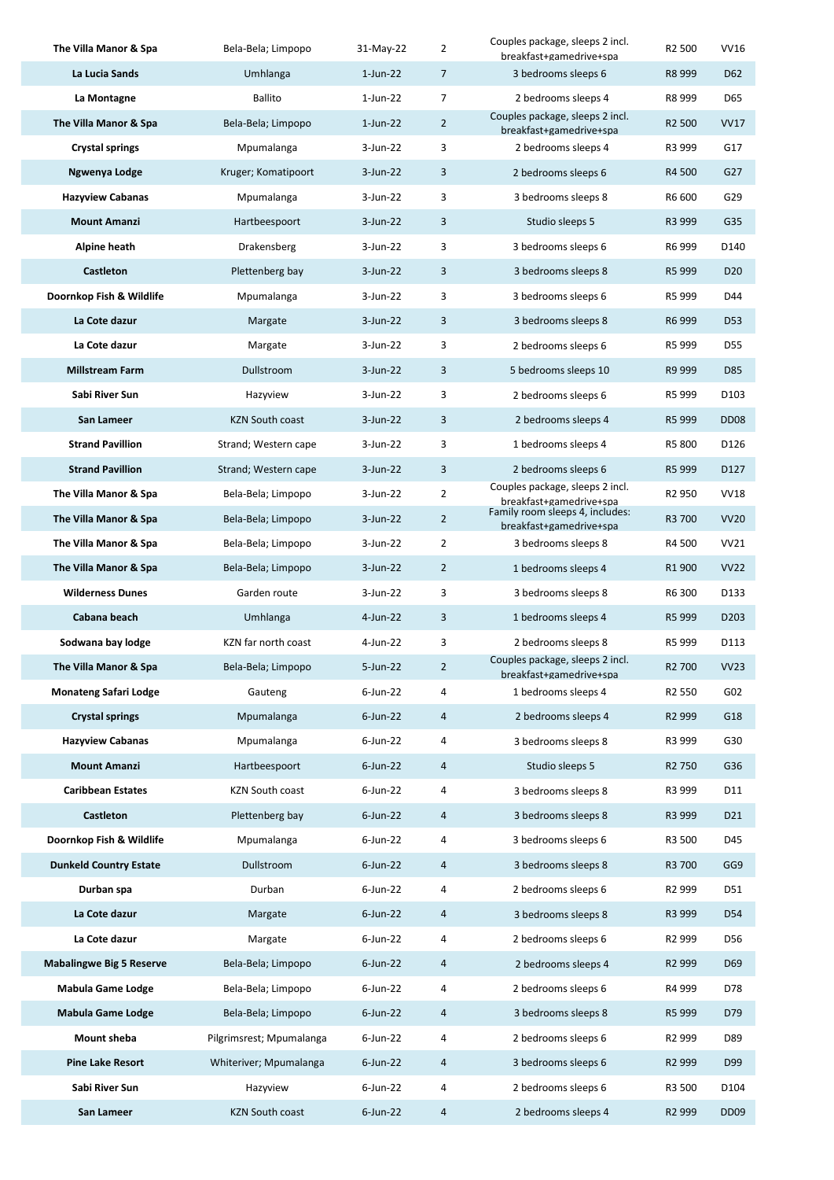| The Villa Manor & Spa | Bela-Bela; Limpopo | 31-May-22 | 2 | Couples package, sleeps 2 incl. breakfast+gamedrive+spa | R2 500 | VV16 |
|---|---|---|---|---|---|---|
| La Lucia Sands | Umhlanga | 1-Jun-22 | 7 | 3 bedrooms sleeps 6 | R8 999 | D62 |
| La Montagne | Ballito | 1-Jun-22 | 7 | 2 bedrooms sleeps 4 | R8 999 | D65 |
| The Villa Manor & Spa | Bela-Bela; Limpopo | 1-Jun-22 | 2 | Couples package, sleeps 2 incl. breakfast+gamedrive+spa | R2 500 | VV17 |
| Crystal springs | Mpumalanga | 3-Jun-22 | 3 | 2 bedrooms sleeps 4 | R3 999 | G17 |
| Ngwenya Lodge | Kruger; Komatipoort | 3-Jun-22 | 3 | 2 bedrooms sleeps 6 | R4 500 | G27 |
| Hazyview Cabanas | Mpumalanga | 3-Jun-22 | 3 | 3 bedrooms sleeps 8 | R6 600 | G29 |
| Mount Amanzi | Hartbeespoort | 3-Jun-22 | 3 | Studio sleeps 5 | R3 999 | G35 |
| Alpine heath | Drakensberg | 3-Jun-22 | 3 | 3 bedrooms sleeps 6 | R6 999 | D140 |
| Castleton | Plettenberg bay | 3-Jun-22 | 3 | 3 bedrooms sleeps 8 | R5 999 | D20 |
| Doornkop Fish & Wildlife | Mpumalanga | 3-Jun-22 | 3 | 3 bedrooms sleeps 6 | R5 999 | D44 |
| La Cote dazur | Margate | 3-Jun-22 | 3 | 3 bedrooms sleeps 8 | R6 999 | D53 |
| La Cote dazur | Margate | 3-Jun-22 | 3 | 2 bedrooms sleeps 6 | R5 999 | D55 |
| Millstream Farm | Dullstroom | 3-Jun-22 | 3 | 5 bedrooms sleeps 10 | R9 999 | D85 |
| Sabi River Sun | Hazyview | 3-Jun-22 | 3 | 2 bedrooms sleeps 6 | R5 999 | D103 |
| San Lameer | KZN South coast | 3-Jun-22 | 3 | 2 bedrooms sleeps 4 | R5 999 | DD08 |
| Strand Pavillion | Strand; Western cape | 3-Jun-22 | 3 | 1 bedrooms sleeps 4 | R5 800 | D126 |
| Strand Pavillion | Strand; Western cape | 3-Jun-22 | 3 | 2 bedrooms sleeps 6 | R5 999 | D127 |
| The Villa Manor & Spa | Bela-Bela; Limpopo | 3-Jun-22 | 2 | Couples package, sleeps 2 incl. breakfast+gamedrive+spa | R2 950 | VV18 |
| The Villa Manor & Spa | Bela-Bela; Limpopo | 3-Jun-22 | 2 | Family room sleeps 4, includes: breakfast+gamedrive+spa | R3 700 | VV20 |
| The Villa Manor & Spa | Bela-Bela; Limpopo | 3-Jun-22 | 2 | 3 bedrooms sleeps 8 | R4 500 | VV21 |
| The Villa Manor & Spa | Bela-Bela; Limpopo | 3-Jun-22 | 2 | 1 bedrooms sleeps 4 | R1 900 | VV22 |
| Wilderness Dunes | Garden route | 3-Jun-22 | 3 | 3 bedrooms sleeps 8 | R6 300 | D133 |
| Cabana beach | Umhlanga | 4-Jun-22 | 3 | 1 bedrooms sleeps 4 | R5 999 | D203 |
| Sodwana bay lodge | KZN far north coast | 4-Jun-22 | 3 | 2 bedrooms sleeps 8 | R5 999 | D113 |
| The Villa Manor & Spa | Bela-Bela; Limpopo | 5-Jun-22 | 2 | Couples package, sleeps 2 incl. breakfast+gamedrive+spa | R2 700 | VV23 |
| Monateng Safari Lodge | Gauteng | 6-Jun-22 | 4 | 1 bedrooms sleeps 4 | R2 550 | G02 |
| Crystal springs | Mpumalanga | 6-Jun-22 | 4 | 2 bedrooms sleeps 4 | R2 999 | G18 |
| Hazyview Cabanas | Mpumalanga | 6-Jun-22 | 4 | 3 bedrooms sleeps 8 | R3 999 | G30 |
| Mount Amanzi | Hartbeespoort | 6-Jun-22 | 4 | Studio sleeps 5 | R2 750 | G36 |
| Caribbean Estates | KZN South coast | 6-Jun-22 | 4 | 3 bedrooms sleeps 8 | R3 999 | D11 |
| Castleton | Plettenberg bay | 6-Jun-22 | 4 | 3 bedrooms sleeps 8 | R3 999 | D21 |
| Doornkop Fish & Wildlife | Mpumalanga | 6-Jun-22 | 4 | 3 bedrooms sleeps 6 | R3 500 | D45 |
| Dunkeld Country Estate | Dullstroom | 6-Jun-22 | 4 | 3 bedrooms sleeps 8 | R3 700 | GG9 |
| Durban spa | Durban | 6-Jun-22 | 4 | 2 bedrooms sleeps 6 | R2 999 | D51 |
| La Cote dazur | Margate | 6-Jun-22 | 4 | 3 bedrooms sleeps 8 | R3 999 | D54 |
| La Cote dazur | Margate | 6-Jun-22 | 4 | 2 bedrooms sleeps 6 | R2 999 | D56 |
| Mabalingwe Big 5 Reserve | Bela-Bela; Limpopo | 6-Jun-22 | 4 | 2 bedrooms sleeps 4 | R2 999 | D69 |
| Mabula Game Lodge | Bela-Bela; Limpopo | 6-Jun-22 | 4 | 2 bedrooms sleeps 6 | R4 999 | D78 |
| Mabula Game Lodge | Bela-Bela; Limpopo | 6-Jun-22 | 4 | 3 bedrooms sleeps 8 | R5 999 | D79 |
| Mount sheba | Pilgrimsrest; Mpumalanga | 6-Jun-22 | 4 | 2 bedrooms sleeps 6 | R2 999 | D89 |
| Pine Lake Resort | Whiteriver; Mpumalanga | 6-Jun-22 | 4 | 3 bedrooms sleeps 6 | R2 999 | D99 |
| Sabi River Sun | Hazyview | 6-Jun-22 | 4 | 2 bedrooms sleeps 6 | R3 500 | D104 |
| San Lameer | KZN South coast | 6-Jun-22 | 4 | 2 bedrooms sleeps 4 | R2 999 | DD09 |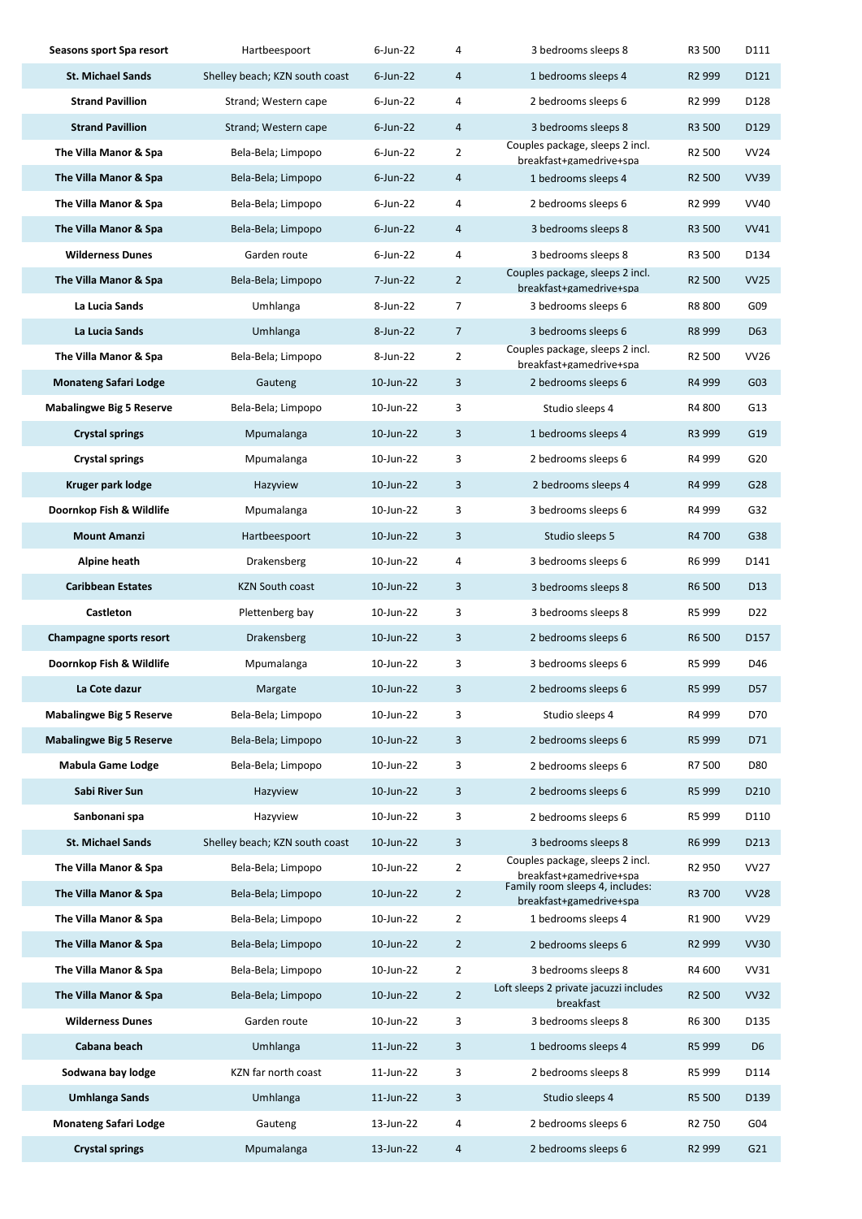| | | | | | | |
|---|---|---|---|---|---|---|
| **Seasons sport Spa resort** | Hartbeespoort | 6-Jun-22 | 4 | 3 bedrooms sleeps 8 | R3 500 | D111 |
| **St. Michael Sands** | Shelley beach; KZN south coast | 6-Jun-22 | 4 | 1 bedrooms sleeps 4 | R2 999 | D121 |
| **Strand Pavillion** | Strand; Western cape | 6-Jun-22 | 4 | 2 bedrooms sleeps 6 | R2 999 | D128 |
| **Strand Pavillion** | Strand; Western cape | 6-Jun-22 | 4 | 3 bedrooms sleeps 8 | R3 500 | D129 |
| **The Villa Manor & Spa** | Bela-Bela; Limpopo | 6-Jun-22 | 2 | Couples package, sleeps 2 incl. breakfast+gamedrive+spa | R2 500 | VV24 |
| **The Villa Manor & Spa** | Bela-Bela; Limpopo | 6-Jun-22 | 4 | 1 bedrooms sleeps 4 | R2 500 | VV39 |
| **The Villa Manor & Spa** | Bela-Bela; Limpopo | 6-Jun-22 | 4 | 2 bedrooms sleeps 6 | R2 999 | VV40 |
| **The Villa Manor & Spa** | Bela-Bela; Limpopo | 6-Jun-22 | 4 | 3 bedrooms sleeps 8 | R3 500 | VV41 |
| **Wilderness Dunes** | Garden route | 6-Jun-22 | 4 | 3 bedrooms sleeps 8 | R3 500 | D134 |
| **The Villa Manor & Spa** | Bela-Bela; Limpopo | 7-Jun-22 | 2 | Couples package, sleeps 2 incl. breakfast+gamedrive+spa | R2 500 | VV25 |
| **La Lucia Sands** | Umhlanga | 8-Jun-22 | 7 | 3 bedrooms sleeps 6 | R8 800 | G09 |
| **La Lucia Sands** | Umhlanga | 8-Jun-22 | 7 | 3 bedrooms sleeps 6 | R8 999 | D63 |
| **The Villa Manor & Spa** | Bela-Bela; Limpopo | 8-Jun-22 | 2 | Couples package, sleeps 2 incl. breakfast+gamedrive+spa | R2 500 | VV26 |
| **Monateng Safari Lodge** | Gauteng | 10-Jun-22 | 3 | 2 bedrooms sleeps 6 | R4 999 | G03 |
| **Mabalingwe Big 5 Reserve** | Bela-Bela; Limpopo | 10-Jun-22 | 3 | Studio sleeps 4 | R4 800 | G13 |
| **Crystal springs** | Mpumalanga | 10-Jun-22 | 3 | 1 bedrooms sleeps 4 | R3 999 | G19 |
| **Crystal springs** | Mpumalanga | 10-Jun-22 | 3 | 2 bedrooms sleeps 6 | R4 999 | G20 |
| **Kruger park lodge** | Hazyview | 10-Jun-22 | 3 | 2 bedrooms sleeps 4 | R4 999 | G28 |
| **Doornkop Fish & Wildlife** | Mpumalanga | 10-Jun-22 | 3 | 3 bedrooms sleeps 6 | R4 999 | G32 |
| **Mount Amanzi** | Hartbeespoort | 10-Jun-22 | 3 | Studio sleeps 5 | R4 700 | G38 |
| **Alpine heath** | Drakensberg | 10-Jun-22 | 4 | 3 bedrooms sleeps 6 | R6 999 | D141 |
| **Caribbean Estates** | KZN South coast | 10-Jun-22 | 3 | 3 bedrooms sleeps 8 | R6 500 | D13 |
| **Castleton** | Plettenberg bay | 10-Jun-22 | 3 | 3 bedrooms sleeps 8 | R5 999 | D22 |
| **Champagne sports resort** | Drakensberg | 10-Jun-22 | 3 | 2 bedrooms sleeps 6 | R6 500 | D157 |
| **Doornkop Fish & Wildlife** | Mpumalanga | 10-Jun-22 | 3 | 3 bedrooms sleeps 6 | R5 999 | D46 |
| **La Cote dazur** | Margate | 10-Jun-22 | 3 | 2 bedrooms sleeps 6 | R5 999 | D57 |
| **Mabalingwe Big 5 Reserve** | Bela-Bela; Limpopo | 10-Jun-22 | 3 | Studio sleeps 4 | R4 999 | D70 |
| **Mabalingwe Big 5 Reserve** | Bela-Bela; Limpopo | 10-Jun-22 | 3 | 2 bedrooms sleeps 6 | R5 999 | D71 |
| **Mabula Game Lodge** | Bela-Bela; Limpopo | 10-Jun-22 | 3 | 2 bedrooms sleeps 6 | R7 500 | D80 |
| **Sabi River Sun** | Hazyview | 10-Jun-22 | 3 | 2 bedrooms sleeps 6 | R5 999 | D210 |
| **Sanbonani spa** | Hazyview | 10-Jun-22 | 3 | 2 bedrooms sleeps 6 | R5 999 | D110 |
| **St. Michael Sands** | Shelley beach; KZN south coast | 10-Jun-22 | 3 | 3 bedrooms sleeps 8 | R6 999 | D213 |
| **The Villa Manor & Spa** | Bela-Bela; Limpopo | 10-Jun-22 | 2 | Couples package, sleeps 2 incl. breakfast+gamedrive+spa | R2 950 | VV27 |
| **The Villa Manor & Spa** | Bela-Bela; Limpopo | 10-Jun-22 | 2 | Family room sleeps 4, includes: breakfast+gamedrive+spa | R3 700 | VV28 |
| **The Villa Manor & Spa** | Bela-Bela; Limpopo | 10-Jun-22 | 2 | 1 bedrooms sleeps 4 | R1 900 | VV29 |
| **The Villa Manor & Spa** | Bela-Bela; Limpopo | 10-Jun-22 | 2 | 2 bedrooms sleeps 6 | R2 999 | VV30 |
| **The Villa Manor & Spa** | Bela-Bela; Limpopo | 10-Jun-22 | 2 | 3 bedrooms sleeps 8 | R4 600 | VV31 |
| **The Villa Manor & Spa** | Bela-Bela; Limpopo | 10-Jun-22 | 2 | Loft sleeps 2 private jacuzzi includes breakfast | R2 500 | VV32 |
| **Wilderness Dunes** | Garden route | 10-Jun-22 | 3 | 3 bedrooms sleeps 8 | R6 300 | D135 |
| **Cabana beach** | Umhlanga | 11-Jun-22 | 3 | 1 bedrooms sleeps 4 | R5 999 | D6 |
| **Sodwana bay lodge** | KZN far north coast | 11-Jun-22 | 3 | 2 bedrooms sleeps 8 | R5 999 | D114 |
| **Umhlanga Sands** | Umhlanga | 11-Jun-22 | 3 | Studio sleeps 4 | R5 500 | D139 |
| **Monateng Safari Lodge** | Gauteng | 13-Jun-22 | 4 | 2 bedrooms sleeps 6 | R2 750 | G04 |
| **Crystal springs** | Mpumalanga | 13-Jun-22 | 4 | 2 bedrooms sleeps 6 | R2 999 | G21 |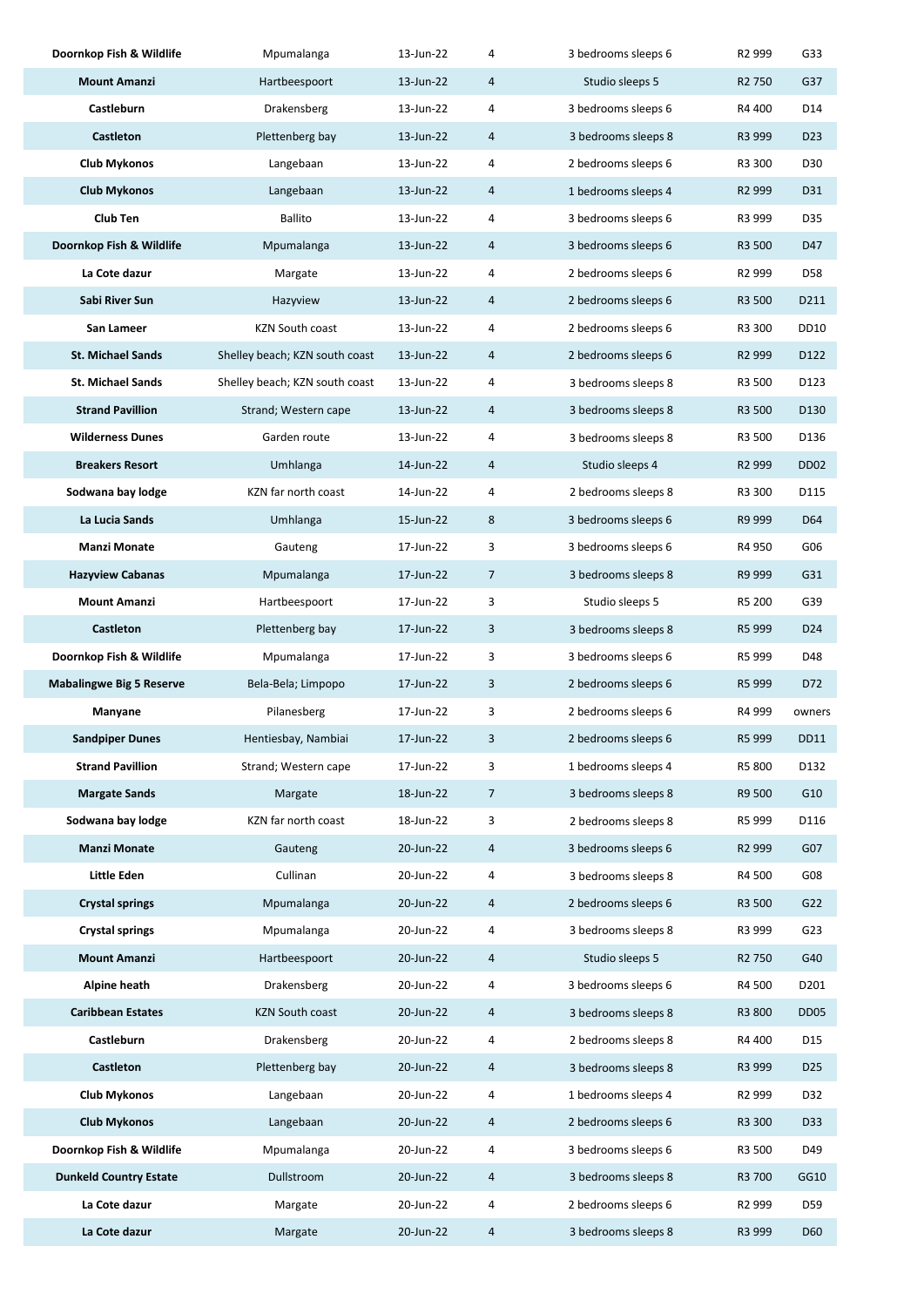| | | | | | | |
|---|---|---|---|---|---|---|
| **Doornkop Fish & Wildlife** | Mpumalanga | 13-Jun-22 | 4 | 3 bedrooms sleeps 6 | R2 999 | G33 |
| **Mount Amanzi** | Hartbeespoort | 13-Jun-22 | 4 | Studio sleeps 5 | R2 750 | G37 |
| **Castleburn** | Drakensberg | 13-Jun-22 | 4 | 3 bedrooms sleeps 6 | R4 400 | D14 |
| **Castleton** | Plettenberg bay | 13-Jun-22 | 4 | 3 bedrooms sleeps 8 | R3 999 | D23 |
| **Club Mykonos** | Langebaan | 13-Jun-22 | 4 | 2 bedrooms sleeps 6 | R3 300 | D30 |
| **Club Mykonos** | Langebaan | 13-Jun-22 | 4 | 1 bedrooms sleeps 4 | R2 999 | D31 |
| **Club Ten** | Ballito | 13-Jun-22 | 4 | 3 bedrooms sleeps 6 | R3 999 | D35 |
| **Doornkop Fish & Wildlife** | Mpumalanga | 13-Jun-22 | 4 | 3 bedrooms sleeps 6 | R3 500 | D47 |
| **La Cote dazur** | Margate | 13-Jun-22 | 4 | 2 bedrooms sleeps 6 | R2 999 | D58 |
| **Sabi River Sun** | Hazyview | 13-Jun-22 | 4 | 2 bedrooms sleeps 6 | R3 500 | D211 |
| **San Lameer** | KZN South coast | 13-Jun-22 | 4 | 2 bedrooms sleeps 6 | R3 300 | DD10 |
| **St. Michael Sands** | Shelley beach; KZN south coast | 13-Jun-22 | 4 | 2 bedrooms sleeps 6 | R2 999 | D122 |
| **St. Michael Sands** | Shelley beach; KZN south coast | 13-Jun-22 | 4 | 3 bedrooms sleeps 8 | R3 500 | D123 |
| **Strand Pavillion** | Strand; Western cape | 13-Jun-22 | 4 | 3 bedrooms sleeps 8 | R3 500 | D130 |
| **Wilderness Dunes** | Garden route | 13-Jun-22 | 4 | 3 bedrooms sleeps 8 | R3 500 | D136 |
| **Breakers Resort** | Umhlanga | 14-Jun-22 | 4 | Studio sleeps 4 | R2 999 | DD02 |
| **Sodwana bay lodge** | KZN far north coast | 14-Jun-22 | 4 | 2 bedrooms sleeps 8 | R3 300 | D115 |
| **La Lucia Sands** | Umhlanga | 15-Jun-22 | 8 | 3 bedrooms sleeps 6 | R9 999 | D64 |
| **Manzi Monate** | Gauteng | 17-Jun-22 | 3 | 3 bedrooms sleeps 6 | R4 950 | G06 |
| **Hazyview Cabanas** | Mpumalanga | 17-Jun-22 | 7 | 3 bedrooms sleeps 8 | R9 999 | G31 |
| **Mount Amanzi** | Hartbeespoort | 17-Jun-22 | 3 | Studio sleeps 5 | R5 200 | G39 |
| **Castleton** | Plettenberg bay | 17-Jun-22 | 3 | 3 bedrooms sleeps 8 | R5 999 | D24 |
| **Doornkop Fish & Wildlife** | Mpumalanga | 17-Jun-22 | 3 | 3 bedrooms sleeps 6 | R5 999 | D48 |
| **Mabalingwe Big 5 Reserve** | Bela-Bela; Limpopo | 17-Jun-22 | 3 | 2 bedrooms sleeps 6 | R5 999 | D72 |
| **Manyane** | Pilanesberg | 17-Jun-22 | 3 | 2 bedrooms sleeps 6 | R4 999 | owners |
| **Sandpiper Dunes** | Hentiesbay, Nambiai | 17-Jun-22 | 3 | 2 bedrooms sleeps 6 | R5 999 | DD11 |
| **Strand Pavillion** | Strand; Western cape | 17-Jun-22 | 3 | 1 bedrooms sleeps 4 | R5 800 | D132 |
| **Margate Sands** | Margate | 18-Jun-22 | 7 | 3 bedrooms sleeps 8 | R9 500 | G10 |
| **Sodwana bay lodge** | KZN far north coast | 18-Jun-22 | 3 | 2 bedrooms sleeps 8 | R5 999 | D116 |
| **Manzi Monate** | Gauteng | 20-Jun-22 | 4 | 3 bedrooms sleeps 6 | R2 999 | G07 |
| **Little Eden** | Cullinan | 20-Jun-22 | 4 | 3 bedrooms sleeps 8 | R4 500 | G08 |
| **Crystal springs** | Mpumalanga | 20-Jun-22 | 4 | 2 bedrooms sleeps 6 | R3 500 | G22 |
| **Crystal springs** | Mpumalanga | 20-Jun-22 | 4 | 3 bedrooms sleeps 8 | R3 999 | G23 |
| **Mount Amanzi** | Hartbeespoort | 20-Jun-22 | 4 | Studio sleeps 5 | R2 750 | G40 |
| **Alpine heath** | Drakensberg | 20-Jun-22 | 4 | 3 bedrooms sleeps 6 | R4 500 | D201 |
| **Caribbean Estates** | KZN South coast | 20-Jun-22 | 4 | 3 bedrooms sleeps 8 | R3 800 | DD05 |
| **Castleburn** | Drakensberg | 20-Jun-22 | 4 | 2 bedrooms sleeps 8 | R4 400 | D15 |
| **Castleton** | Plettenberg bay | 20-Jun-22 | 4 | 3 bedrooms sleeps 8 | R3 999 | D25 |
| **Club Mykonos** | Langebaan | 20-Jun-22 | 4 | 1 bedrooms sleeps 4 | R2 999 | D32 |
| **Club Mykonos** | Langebaan | 20-Jun-22 | 4 | 2 bedrooms sleeps 6 | R3 300 | D33 |
| **Doornkop Fish & Wildlife** | Mpumalanga | 20-Jun-22 | 4 | 3 bedrooms sleeps 6 | R3 500 | D49 |
| **Dunkeld Country Estate** | Dullstroom | 20-Jun-22 | 4 | 3 bedrooms sleeps 8 | R3 700 | GG10 |
| **La Cote dazur** | Margate | 20-Jun-22 | 4 | 2 bedrooms sleeps 6 | R2 999 | D59 |
| **La Cote dazur** | Margate | 20-Jun-22 | 4 | 3 bedrooms sleeps 8 | R3 999 | D60 |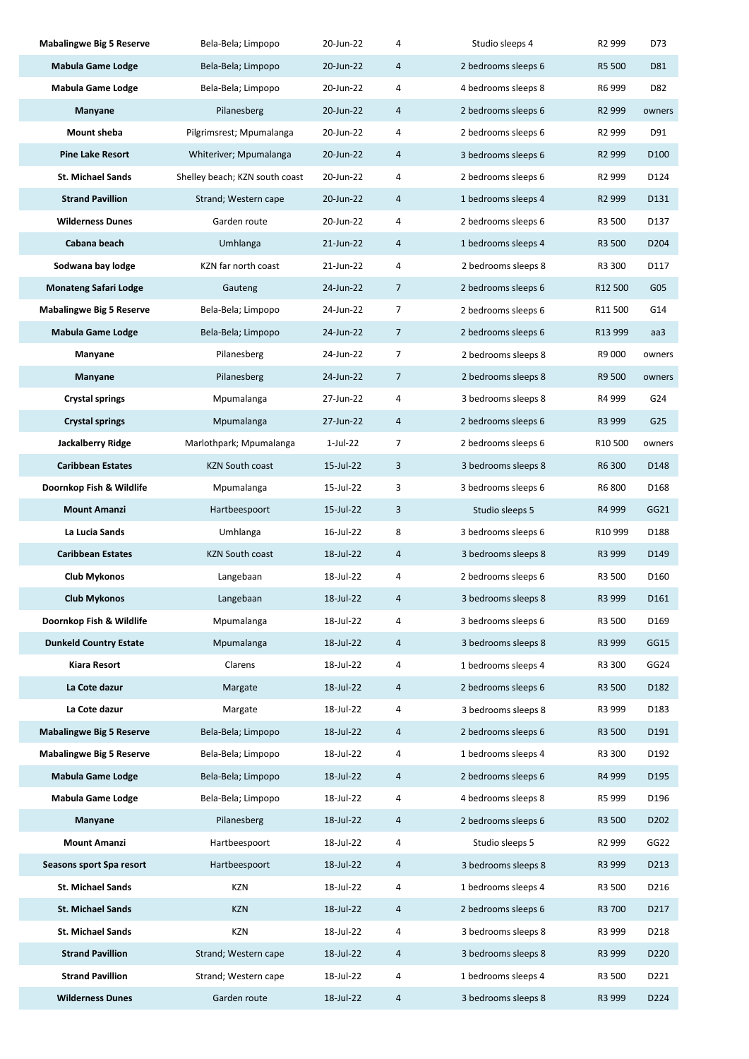| | | | | | | |
|---|---|---|---|---|---|---|
| **Mabalingwe Big 5 Reserve** | Bela-Bela; Limpopo | 20-Jun-22 | 4 | Studio sleeps 4 | R2 999 | D73 |
| **Mabula Game Lodge** | Bela-Bela; Limpopo | 20-Jun-22 | 4 | 2 bedrooms sleeps 6 | R5 500 | D81 |
| **Mabula Game Lodge** | Bela-Bela; Limpopo | 20-Jun-22 | 4 | 4 bedrooms sleeps 8 | R6 999 | D82 |
| **Manyane** | Pilanesberg | 20-Jun-22 | 4 | 2 bedrooms sleeps 6 | R2 999 | owners |
| **Mount sheba** | Pilgrimsrest; Mpumalanga | 20-Jun-22 | 4 | 2 bedrooms sleeps 6 | R2 999 | D91 |
| **Pine Lake Resort** | Whiteriver; Mpumalanga | 20-Jun-22 | 4 | 3 bedrooms sleeps 6 | R2 999 | D100 |
| **St. Michael Sands** | Shelley beach; KZN south coast | 20-Jun-22 | 4 | 2 bedrooms sleeps 6 | R2 999 | D124 |
| **Strand Pavillion** | Strand; Western cape | 20-Jun-22 | 4 | 1 bedrooms sleeps 4 | R2 999 | D131 |
| **Wilderness Dunes** | Garden route | 20-Jun-22 | 4 | 2 bedrooms sleeps 6 | R3 500 | D137 |
| **Cabana beach** | Umhlanga | 21-Jun-22 | 4 | 1 bedrooms sleeps 4 | R3 500 | D204 |
| **Sodwana bay lodge** | KZN far north coast | 21-Jun-22 | 4 | 2 bedrooms sleeps 8 | R3 300 | D117 |
| **Monateng Safari Lodge** | Gauteng | 24-Jun-22 | 7 | 2 bedrooms sleeps 6 | R12 500 | G05 |
| **Mabalingwe Big 5 Reserve** | Bela-Bela; Limpopo | 24-Jun-22 | 7 | 2 bedrooms sleeps 6 | R11 500 | G14 |
| **Mabula Game Lodge** | Bela-Bela; Limpopo | 24-Jun-22 | 7 | 2 bedrooms sleeps 6 | R13 999 | aa3 |
| **Manyane** | Pilanesberg | 24-Jun-22 | 7 | 2 bedrooms sleeps 8 | R9 000 | owners |
| **Manyane** | Pilanesberg | 24-Jun-22 | 7 | 2 bedrooms sleeps 8 | R9 500 | owners |
| **Crystal springs** | Mpumalanga | 27-Jun-22 | 4 | 3 bedrooms sleeps 8 | R4 999 | G24 |
| **Crystal springs** | Mpumalanga | 27-Jun-22 | 4 | 2 bedrooms sleeps 6 | R3 999 | G25 |
| **Jackalberry Ridge** | Marlothpark; Mpumalanga | 1-Jul-22 | 7 | 2 bedrooms sleeps 6 | R10 500 | owners |
| **Caribbean Estates** | KZN South coast | 15-Jul-22 | 3 | 3 bedrooms sleeps 8 | R6 300 | D148 |
| **Doornkop Fish & Wildlife** | Mpumalanga | 15-Jul-22 | 3 | 3 bedrooms sleeps 6 | R6 800 | D168 |
| **Mount Amanzi** | Hartbeespoort | 15-Jul-22 | 3 | Studio sleeps 5 | R4 999 | GG21 |
| **La Lucia Sands** | Umhlanga | 16-Jul-22 | 8 | 3 bedrooms sleeps 6 | R10 999 | D188 |
| **Caribbean Estates** | KZN South coast | 18-Jul-22 | 4 | 3 bedrooms sleeps 8 | R3 999 | D149 |
| **Club Mykonos** | Langebaan | 18-Jul-22 | 4 | 2 bedrooms sleeps 6 | R3 500 | D160 |
| **Club Mykonos** | Langebaan | 18-Jul-22 | 4 | 3 bedrooms sleeps 8 | R3 999 | D161 |
| **Doornkop Fish & Wildlife** | Mpumalanga | 18-Jul-22 | 4 | 3 bedrooms sleeps 6 | R3 500 | D169 |
| **Dunkeld Country Estate** | Mpumalanga | 18-Jul-22 | 4 | 3 bedrooms sleeps 8 | R3 999 | GG15 |
| **Kiara Resort** | Clarens | 18-Jul-22 | 4 | 1 bedrooms sleeps 4 | R3 300 | GG24 |
| **La Cote dazur** | Margate | 18-Jul-22 | 4 | 2 bedrooms sleeps 6 | R3 500 | D182 |
| **La Cote dazur** | Margate | 18-Jul-22 | 4 | 3 bedrooms sleeps 8 | R3 999 | D183 |
| **Mabalingwe Big 5 Reserve** | Bela-Bela; Limpopo | 18-Jul-22 | 4 | 2 bedrooms sleeps 6 | R3 500 | D191 |
| **Mabalingwe Big 5 Reserve** | Bela-Bela; Limpopo | 18-Jul-22 | 4 | 1 bedrooms sleeps 4 | R3 300 | D192 |
| **Mabula Game Lodge** | Bela-Bela; Limpopo | 18-Jul-22 | 4 | 2 bedrooms sleeps 6 | R4 999 | D195 |
| **Mabula Game Lodge** | Bela-Bela; Limpopo | 18-Jul-22 | 4 | 4 bedrooms sleeps 8 | R5 999 | D196 |
| **Manyane** | Pilanesberg | 18-Jul-22 | 4 | 2 bedrooms sleeps 6 | R3 500 | D202 |
| **Mount Amanzi** | Hartbeespoort | 18-Jul-22 | 4 | Studio sleeps 5 | R2 999 | GG22 |
| **Seasons sport Spa resort** | Hartbeespoort | 18-Jul-22 | 4 | 3 bedrooms sleeps 8 | R3 999 | D213 |
| **St. Michael Sands** | KZN | 18-Jul-22 | 4 | 1 bedrooms sleeps 4 | R3 500 | D216 |
| **St. Michael Sands** | KZN | 18-Jul-22 | 4 | 2 bedrooms sleeps 6 | R3 700 | D217 |
| **St. Michael Sands** | KZN | 18-Jul-22 | 4 | 3 bedrooms sleeps 8 | R3 999 | D218 |
| **Strand Pavillion** | Strand; Western cape | 18-Jul-22 | 4 | 3 bedrooms sleeps 8 | R3 999 | D220 |
| **Strand Pavillion** | Strand; Western cape | 18-Jul-22 | 4 | 1 bedrooms sleeps 4 | R3 500 | D221 |
| **Wilderness Dunes** | Garden route | 18-Jul-22 | 4 | 3 bedrooms sleeps 8 | R3 999 | D224 |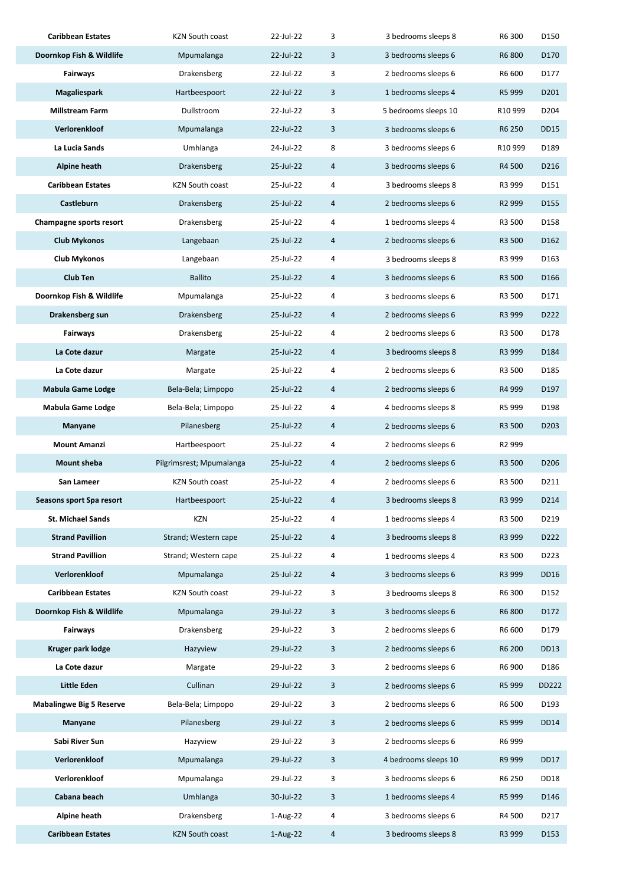| **Caribbean Estates** | KZN South coast | 22-Jul-22 | 3 | 3 bedrooms sleeps 8 | R6 300 | D150 |
|---|---|---|---|---|---|---|
| **Doornkop Fish & Wildlife** | Mpumalanga | 22-Jul-22 | 3 | 3 bedrooms sleeps 6 | R6 800 | D170 |
| **Fairways** | Drakensberg | 22-Jul-22 | 3 | 2 bedrooms sleeps 6 | R6 600 | D177 |
| **Magaliespark** | Hartbeespoort | 22-Jul-22 | 3 | 1 bedrooms sleeps 4 | R5 999 | D201 |
| **Millstream Farm** | Dullstroom | 22-Jul-22 | 3 | 5 bedrooms sleeps 10 | R10 999 | D204 |
| **Verlorenkloof** | Mpumalanga | 22-Jul-22 | 3 | 3 bedrooms sleeps 6 | R6 250 | DD15 |
| **La Lucia Sands** | Umhlanga | 24-Jul-22 | 8 | 3 bedrooms sleeps 6 | R10 999 | D189 |
| **Alpine heath** | Drakensberg | 25-Jul-22 | 4 | 3 bedrooms sleeps 6 | R4 500 | D216 |
| **Caribbean Estates** | KZN South coast | 25-Jul-22 | 4 | 3 bedrooms sleeps 8 | R3 999 | D151 |
| **Castleburn** | Drakensberg | 25-Jul-22 | 4 | 2 bedrooms sleeps 6 | R2 999 | D155 |
| **Champagne sports resort** | Drakensberg | 25-Jul-22 | 4 | 1 bedrooms sleeps 4 | R3 500 | D158 |
| **Club Mykonos** | Langebaan | 25-Jul-22 | 4 | 2 bedrooms sleeps 6 | R3 500 | D162 |
| **Club Mykonos** | Langebaan | 25-Jul-22 | 4 | 3 bedrooms sleeps 8 | R3 999 | D163 |
| **Club Ten** | Ballito | 25-Jul-22 | 4 | 3 bedrooms sleeps 6 | R3 500 | D166 |
| **Doornkop Fish & Wildlife** | Mpumalanga | 25-Jul-22 | 4 | 3 bedrooms sleeps 6 | R3 500 | D171 |
| **Drakensberg sun** | Drakensberg | 25-Jul-22 | 4 | 2 bedrooms sleeps 6 | R3 999 | D222 |
| **Fairways** | Drakensberg | 25-Jul-22 | 4 | 2 bedrooms sleeps 6 | R3 500 | D178 |
| **La Cote dazur** | Margate | 25-Jul-22 | 4 | 3 bedrooms sleeps 8 | R3 999 | D184 |
| **La Cote dazur** | Margate | 25-Jul-22 | 4 | 2 bedrooms sleeps 6 | R3 500 | D185 |
| **Mabula Game Lodge** | Bela-Bela; Limpopo | 25-Jul-22 | 4 | 2 bedrooms sleeps 6 | R4 999 | D197 |
| **Mabula Game Lodge** | Bela-Bela; Limpopo | 25-Jul-22 | 4 | 4 bedrooms sleeps 8 | R5 999 | D198 |
| **Manyane** | Pilanesberg | 25-Jul-22 | 4 | 2 bedrooms sleeps 6 | R3 500 | D203 |
| **Mount Amanzi** | Hartbeespoort | 25-Jul-22 | 4 | 2 bedrooms sleeps 6 | R2 999 | |
| **Mount sheba** | Pilgrimsrest; Mpumalanga | 25-Jul-22 | 4 | 2 bedrooms sleeps 6 | R3 500 | D206 |
| **San Lameer** | KZN South coast | 25-Jul-22 | 4 | 2 bedrooms sleeps 6 | R3 500 | D211 |
| **Seasons sport Spa resort** | Hartbeespoort | 25-Jul-22 | 4 | 3 bedrooms sleeps 8 | R3 999 | D214 |
| **St. Michael Sands** | KZN | 25-Jul-22 | 4 | 1 bedrooms sleeps 4 | R3 500 | D219 |
| **Strand Pavillion** | Strand; Western cape | 25-Jul-22 | 4 | 3 bedrooms sleeps 8 | R3 999 | D222 |
| **Strand Pavillion** | Strand; Western cape | 25-Jul-22 | 4 | 1 bedrooms sleeps 4 | R3 500 | D223 |
| **Verlorenkloof** | Mpumalanga | 25-Jul-22 | 4 | 3 bedrooms sleeps 6 | R3 999 | DD16 |
| **Caribbean Estates** | KZN South coast | 29-Jul-22 | 3 | 3 bedrooms sleeps 8 | R6 300 | D152 |
| **Doornkop Fish & Wildlife** | Mpumalanga | 29-Jul-22 | 3 | 3 bedrooms sleeps 6 | R6 800 | D172 |
| **Fairways** | Drakensberg | 29-Jul-22 | 3 | 2 bedrooms sleeps 6 | R6 600 | D179 |
| **Kruger park lodge** | Hazyview | 29-Jul-22 | 3 | 2 bedrooms sleeps 6 | R6 200 | DD13 |
| **La Cote dazur** | Margate | 29-Jul-22 | 3 | 2 bedrooms sleeps 6 | R6 900 | D186 |
| **Little Eden** | Cullinan | 29-Jul-22 | 3 | 2 bedrooms sleeps 6 | R5 999 | DD222 |
| **Mabalingwe Big 5 Reserve** | Bela-Bela; Limpopo | 29-Jul-22 | 3 | 2 bedrooms sleeps 6 | R6 500 | D193 |
| **Manyane** | Pilanesberg | 29-Jul-22 | 3 | 2 bedrooms sleeps 6 | R5 999 | DD14 |
| **Sabi River Sun** | Hazyview | 29-Jul-22 | 3 | 2 bedrooms sleeps 6 | R6 999 | |
| **Verlorenkloof** | Mpumalanga | 29-Jul-22 | 3 | 4 bedrooms sleeps 10 | R9 999 | DD17 |
| **Verlorenkloof** | Mpumalanga | 29-Jul-22 | 3 | 3 bedrooms sleeps 6 | R6 250 | DD18 |
| **Cabana beach** | Umhlanga | 30-Jul-22 | 3 | 1 bedrooms sleeps 4 | R5 999 | D146 |
| **Alpine heath** | Drakensberg | 1-Aug-22 | 4 | 3 bedrooms sleeps 6 | R4 500 | D217 |
| **Caribbean Estates** | KZN South coast | 1-Aug-22 | 4 | 3 bedrooms sleeps 8 | R3 999 | D153 |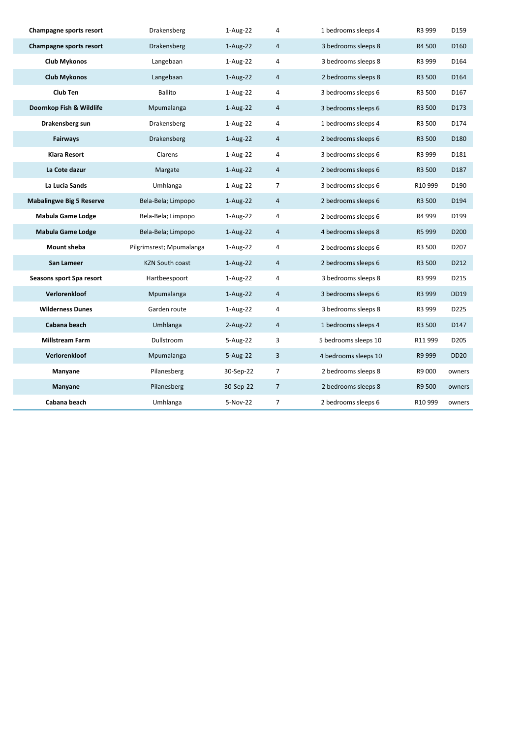| | | | | | | |
|---|---|---|---|---|---|---|
| **Champagne sports resort** | Drakensberg | 1-Aug-22 | 4 | 1 bedrooms sleeps 4 | R3 999 | D159 |
| **Champagne sports resort** | Drakensberg | 1-Aug-22 | 4 | 3 bedrooms sleeps 8 | R4 500 | D160 |
| **Club Mykonos** | Langebaan | 1-Aug-22 | 4 | 3 bedrooms sleeps 8 | R3 999 | D164 |
| **Club Mykonos** | Langebaan | 1-Aug-22 | 4 | 2 bedrooms sleeps 8 | R3 500 | D164 |
| **Club Ten** | Ballito | 1-Aug-22 | 4 | 3 bedrooms sleeps 6 | R3 500 | D167 |
| **Doornkop Fish & Wildlife** | Mpumalanga | 1-Aug-22 | 4 | 3 bedrooms sleeps 6 | R3 500 | D173 |
| **Drakensberg sun** | Drakensberg | 1-Aug-22 | 4 | 1 bedrooms sleeps 4 | R3 500 | D174 |
| **Fairways** | Drakensberg | 1-Aug-22 | 4 | 2 bedrooms sleeps 6 | R3 500 | D180 |
| **Kiara Resort** | Clarens | 1-Aug-22 | 4 | 3 bedrooms sleeps 6 | R3 999 | D181 |
| **La Cote dazur** | Margate | 1-Aug-22 | 4 | 2 bedrooms sleeps 6 | R3 500 | D187 |
| **La Lucia Sands** | Umhlanga | 1-Aug-22 | 7 | 3 bedrooms sleeps 6 | R10 999 | D190 |
| **Mabalingwe Big 5 Reserve** | Bela-Bela; Limpopo | 1-Aug-22 | 4 | 2 bedrooms sleeps 6 | R3 500 | D194 |
| **Mabula Game Lodge** | Bela-Bela; Limpopo | 1-Aug-22 | 4 | 2 bedrooms sleeps 6 | R4 999 | D199 |
| **Mabula Game Lodge** | Bela-Bela; Limpopo | 1-Aug-22 | 4 | 4 bedrooms sleeps 8 | R5 999 | D200 |
| **Mount sheba** | Pilgrimsrest; Mpumalanga | 1-Aug-22 | 4 | 2 bedrooms sleeps 6 | R3 500 | D207 |
| **San Lameer** | KZN South coast | 1-Aug-22 | 4 | 2 bedrooms sleeps 6 | R3 500 | D212 |
| **Seasons sport Spa resort** | Hartbeespoort | 1-Aug-22 | 4 | 3 bedrooms sleeps 8 | R3 999 | D215 |
| **Verlorenkloof** | Mpumalanga | 1-Aug-22 | 4 | 3 bedrooms sleeps 6 | R3 999 | DD19 |
| **Wilderness Dunes** | Garden route | 1-Aug-22 | 4 | 3 bedrooms sleeps 8 | R3 999 | D225 |
| **Cabana beach** | Umhlanga | 2-Aug-22 | 4 | 1 bedrooms sleeps 4 | R3 500 | D147 |
| **Millstream Farm** | Dullstroom | 5-Aug-22 | 3 | 5 bedrooms sleeps 10 | R11 999 | D205 |
| **Verlorenkloof** | Mpumalanga | 5-Aug-22 | 3 | 4 bedrooms sleeps 10 | R9 999 | DD20 |
| **Manyane** | Pilanesberg | 30-Sep-22 | 7 | 2 bedrooms sleeps 8 | R9 000 | owners |
| **Manyane** | Pilanesberg | 30-Sep-22 | 7 | 2 bedrooms sleeps 8 | R9 500 | owners |
| **Cabana beach** | Umhlanga | 5-Nov-22 | 7 | 2 bedrooms sleeps 6 | R10 999 | owners |